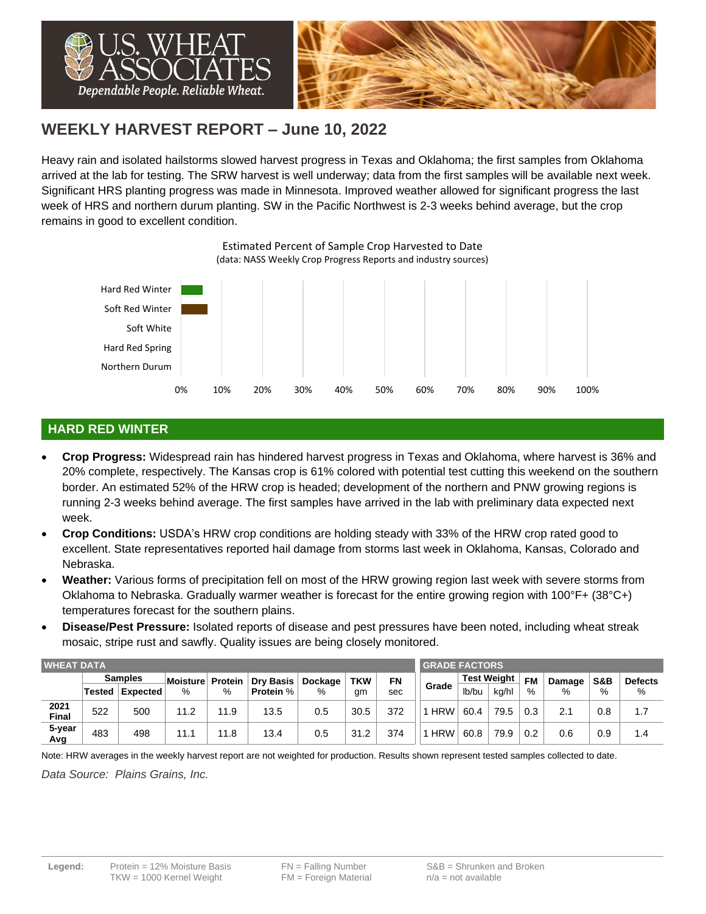# WEEKLY HARVEST REPORT – June 10, 2022

Heavy rain and isolated hailstorms slowed harvest progress in Texas and Oklahoma; the first samples from Oklahoma arrived at the lab for testing. The SRW harvest is well underway; data from the first samples will be available next week. Significant HRS planting progress was made in Minnesota. Improved weather allowed for significant progress the last week of HRS and northern durum planting. SW in the Pacific Northwest is 2-3 weeks behind average, but the crop remains in good to excellent condition.

Estimated Percent of Sample Crop Harvested to Date
(data: NASS Weekly Crop Progress Reports and industry sources)

| Class | |
|---|---|
| Hard Red Winter | |
| Soft Red Winter | |
| Soft White | |
| Hard Red Spring | |
| Northern Durum | |

0% 10% 20% 30% 40% 50% 60% 70% 80% 90% 100%

## HARD RED WINTER

- **Crop Progress:** Widespread rain has hindered harvest progress in Texas and Oklahoma, where harvest is 36% and 20% complete, respectively. The Kansas crop is 61% colored with potential test cutting this weekend on the southern border. An estimated 52% of the HRW crop is headed; development of the northern and PNW growing regions is running 2-3 weeks behind average. The first samples have arrived in the lab with preliminary data expected next week.
- **Crop Conditions:** USDA's HRW crop conditions are holding steady with 33% of the HRW crop rated good to excellent. State representatives reported hail damage from storms last week in Oklahoma, Kansas, Colorado and Nebraska.
- **Weather:** Various forms of precipitation fell on most of the HRW growing region last week with severe storms from Oklahoma to Nebraska. Gradually warmer weather is forecast for the entire growing region with 100°F+ (38°C+) temperatures forecast for the southern plains.
- **Disease/Pest Pressure:** Isolated reports of disease and pest pressures have been noted, including wheat streak mosaic, stripe rust and sawfly. Quality issues are being closely monitored.

| WHEAT DATA | | | | | | | | | GRADE FACTORS | | | | | | |
|---|---|---|---|---|---|---|---|---|---|---|---|---|---|---|---|
| | Samples | | Moisture | Protein | Dry Basis | Dockage | TKW | FN | Grade | Test Weight | | FM | Damage | S&B | Defects |
| | Tested | Expected | % | % | Protein % | % | gm | sec | | lb/bu | kg/hl | % | % | % | % |
| 2021 Final | 522 | 500 | 11.2 | 11.9 | 13.5 | 0.5 | 30.5 | 372 | 1 HRW | 60.4 | 79.5 | 0.3 | 2.1 | 0.8 | 1.7 |
| 5-year Avg | 483 | 498 | 11.1 | 11.8 | 13.4 | 0.5 | 31.2 | 374 | 1 HRW | 60.8 | 79.9 | 0.2 | 0.6 | 0.9 | 1.4 |

Note: HRW averages in the weekly harvest report are not weighted for production. Results shown represent tested samples collected to date.

*Data Source: Plains Grains, Inc.*

**Legend:** Protein = 12% Moisture Basis; TKW = 1000 Kernel Weight; FN = Falling Number; FM = Foreign Material; S&B = Shrunken and Broken; n/a = not available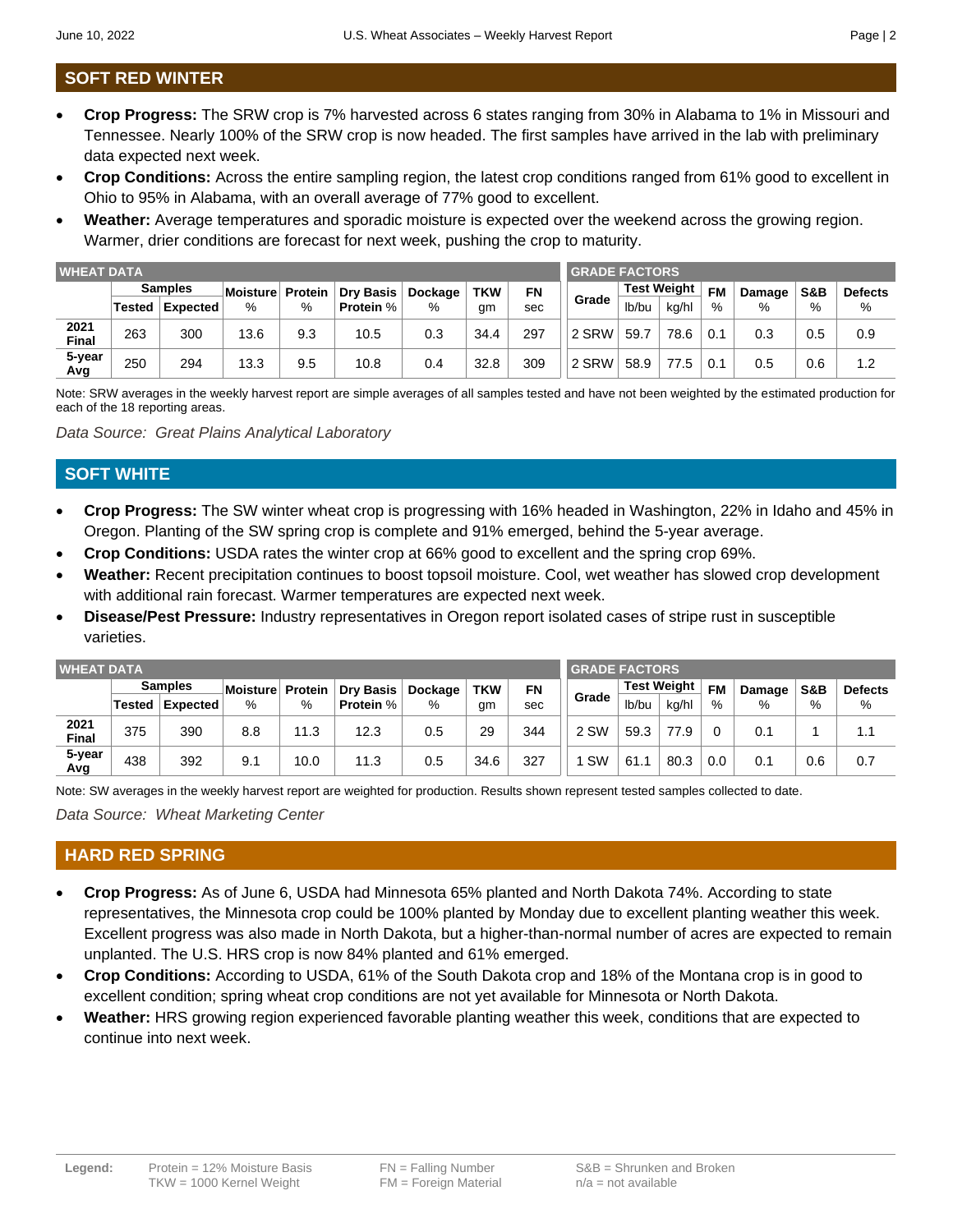## SOFT RED WINTER

- **Crop Progress:** The SRW crop is 7% harvested across 6 states ranging from 30% in Alabama to 1% in Missouri and Tennessee. Nearly 100% of the SRW crop is now headed. The first samples have arrived in the lab with preliminary data expected next week.
- **Crop Conditions:** Across the entire sampling region, the latest crop conditions ranged from 61% good to excellent in Ohio to 95% in Alabama, with an overall average of 77% good to excellent.
- **Weather:** Average temperatures and sporadic moisture is expected over the weekend across the growing region. Warmer, drier conditions are forecast for next week, pushing the crop to maturity.

| WHEAT DATA | Samples | | Moisture | Protein | Dry Basis | Dockage | TKW | FN | GRADE FACTORS | Test Weight | | FM | Damage | S&B | Defects |
|---|---|---|---|---|---|---|---|---|---|---|---|---|---|---|---|
| | Tested | Expected | % | % | Protein % | % | gm | sec | Grade | lb/bu | kg/hl | % | % | % | % |
| 2021 Final | 263 | 300 | 13.6 | 9.3 | 10.5 | 0.3 | 34.4 | 297 | 2 SRW | 59.7 | 78.6 | 0.1 | 0.3 | 0.5 | 0.9 |
| 5-year Avg | 250 | 294 | 13.3 | 9.5 | 10.8 | 0.4 | 32.8 | 309 | 2 SRW | 58.9 | 77.5 | 0.1 | 0.5 | 0.6 | 1.2 |

Note: SRW averages in the weekly harvest report are simple averages of all samples tested and have not been weighted by the estimated production for each of the 18 reporting areas.

*Data Source: Great Plains Analytical Laboratory*

## SOFT WHITE

- **Crop Progress:** The SW winter wheat crop is progressing with 16% headed in Washington, 22% in Idaho and 45% in Oregon. Planting of the SW spring crop is complete and 91% emerged, behind the 5-year average.
- **Crop Conditions:** USDA rates the winter crop at 66% good to excellent and the spring crop 69%.
- **Weather:** Recent precipitation continues to boost topsoil moisture. Cool, wet weather has slowed crop development with additional rain forecast. Warmer temperatures are expected next week.
- **Disease/Pest Pressure:** Industry representatives in Oregon report isolated cases of stripe rust in susceptible varieties.

| WHEAT DATA | Samples | | Moisture | Protein | Dry Basis | Dockage | TKW | FN | GRADE FACTORS | Test Weight | | FM | Damage | S&B | Defects |
|---|---|---|---|---|---|---|---|---|---|---|---|---|---|---|---|
| | Tested | Expected | % | % | Protein % | % | gm | sec | Grade | lb/bu | kg/hl | % | % | % | % |
| 2021 Final | 375 | 390 | 8.8 | 11.3 | 12.3 | 0.5 | 29 | 344 | 2 SW | 59.3 | 77.9 | 0 | 0.1 | 1 | 1.1 |
| 5-year Avg | 438 | 392 | 9.1 | 10.0 | 11.3 | 0.5 | 34.6 | 327 | 1 SW | 61.1 | 80.3 | 0.0 | 0.1 | 0.6 | 0.7 |

Note: SW averages in the weekly harvest report are weighted for production. Results shown represent tested samples collected to date.

*Data Source: Wheat Marketing Center*

## HARD RED SPRING

- **Crop Progress:** As of June 6, USDA had Minnesota 65% planted and North Dakota 74%. According to state representatives, the Minnesota crop could be 100% planted by Monday due to excellent planting weather this week. Excellent progress was also made in North Dakota, but a higher-than-normal number of acres are expected to remain unplanted. The U.S. HRS crop is now 84% planted and 61% emerged.
- **Crop Conditions:** According to USDA, 61% of the South Dakota crop and 18% of the Montana crop is in good to excellent condition; spring wheat crop conditions are not yet available for Minnesota or North Dakota.
- **Weather:** HRS growing region experienced favorable planting weather this week, conditions that are expected to continue into next week.

**Legend:** Protein = 12% Moisture Basis; TKW = 1000 Kernel Weight; FN = Falling Number; FM = Foreign Material; S&B = Shrunken and Broken; n/a = not available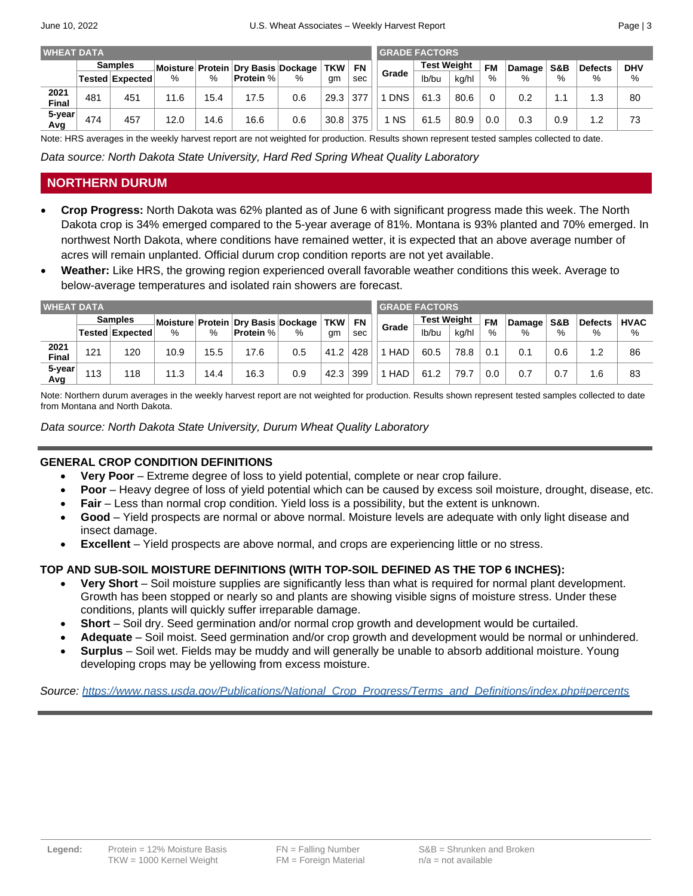| WHEAT DATA | | | | | | | | | | GRADE FACTORS | | | | | | | |
|---|---|---|---|---|---|---|---|---|---|---|---|---|---|---|---|---|---|
| | Samples | | Moisture | Protein | Dry Basis | Dockage | TKW | FN | | Grade | Test Weight | | FM | Damage | S&B | Defects | DHV |
| | Tested | Expected | % | % | Protein % | % | gm | sec | | | lb/bu | kg/hl | % | % | % | % | % |
| 2021 Final | 481 | 451 | 11.6 | 15.4 | 17.5 | 0.6 | 29.3 | 377 | | 1 DNS | 61.3 | 80.6 | 0 | 0.2 | 1.1 | 1.3 | 80 |
| 5-year Avg | 474 | 457 | 12.0 | 14.6 | 16.6 | 0.6 | 30.8 | 375 | | 1 NS | 61.5 | 80.9 | 0.0 | 0.3 | 0.9 | 1.2 | 73 |

Note: HRS averages in the weekly harvest report are not weighted for production. Results shown represent tested samples collected to date.

*Data source: North Dakota State University, Hard Red Spring Wheat Quality Laboratory*

## NORTHERN DURUM

- **Crop Progress:** North Dakota was 62% planted as of June 6 with significant progress made this week. The North Dakota crop is 34% emerged compared to the 5-year average of 81%. Montana is 93% planted and 70% emerged. In northwest North Dakota, where conditions have remained wetter, it is expected that an above average number of acres will remain unplanted. Official durum crop condition reports are not yet available.
- **Weather:** Like HRS, the growing region experienced overall favorable weather conditions this week. Average to below-average temperatures and isolated rain showers are forecast.

| WHEAT DATA | | | | | | | | | | GRADE FACTORS | | | | | | | |
|---|---|---|---|---|---|---|---|---|---|---|---|---|---|---|---|---|---|
| | Samples | | Moisture | Protein | Dry Basis | Dockage | TKW | FN | | Grade | Test Weight | | FM | Damage | S&B | Defects | HVAC |
| | Tested | Expected | % | % | Protein % | % | gm | sec | | | lb/bu | kg/hl | % | % | % | % | % |
| 2021 Final | 121 | 120 | 10.9 | 15.5 | 17.6 | 0.5 | 41.2 | 428 | | 1 HAD | 60.5 | 78.8 | 0.1 | 0.1 | 0.6 | 1.2 | 86 |
| 5-year Avg | 113 | 118 | 11.3 | 14.4 | 16.3 | 0.9 | 42.3 | 399 | | 1 HAD | 61.2 | 79.7 | 0.0 | 0.7 | 0.7 | 1.6 | 83 |

Note: Northern durum averages in the weekly harvest report are not weighted for production. Results shown represent tested samples collected to date from Montana and North Dakota.

*Data source: North Dakota State University, Durum Wheat Quality Laboratory*

### GENERAL CROP CONDITION DEFINITIONS

- **Very Poor** – Extreme degree of loss to yield potential, complete or near crop failure.
- **Poor** – Heavy degree of loss of yield potential which can be caused by excess soil moisture, drought, disease, etc.
- **Fair** – Less than normal crop condition. Yield loss is a possibility, but the extent is unknown.
- **Good** – Yield prospects are normal or above normal. Moisture levels are adequate with only light disease and insect damage.
- **Excellent** – Yield prospects are above normal, and crops are experiencing little or no stress.

### TOP AND SUB-SOIL MOISTURE DEFINITIONS (WITH TOP-SOIL DEFINED AS THE TOP 6 INCHES):

- **Very Short** – Soil moisture supplies are significantly less than what is required for normal plant development. Growth has been stopped or nearly so and plants are showing visible signs of moisture stress. Under these conditions, plants will quickly suffer irreparable damage.
- **Short** – Soil dry. Seed germination and/or normal crop growth and development would be curtailed.
- **Adequate** – Soil moist. Seed germination and/or crop growth and development would be normal or unhindered.
- **Surplus** – Soil wet. Fields may be muddy and will generally be unable to absorb additional moisture. Young developing crops may be yellowing from excess moisture.

*Source: https://www.nass.usda.gov/Publications/National_Crop_Progress/Terms_and_Definitions/index.php#percents*

**Legend:** Protein = 12% Moisture Basis; TKW = 1000 Kernel Weight; FN = Falling Number; FM = Foreign Material; S&B = Shrunken and Broken; n/a = not available